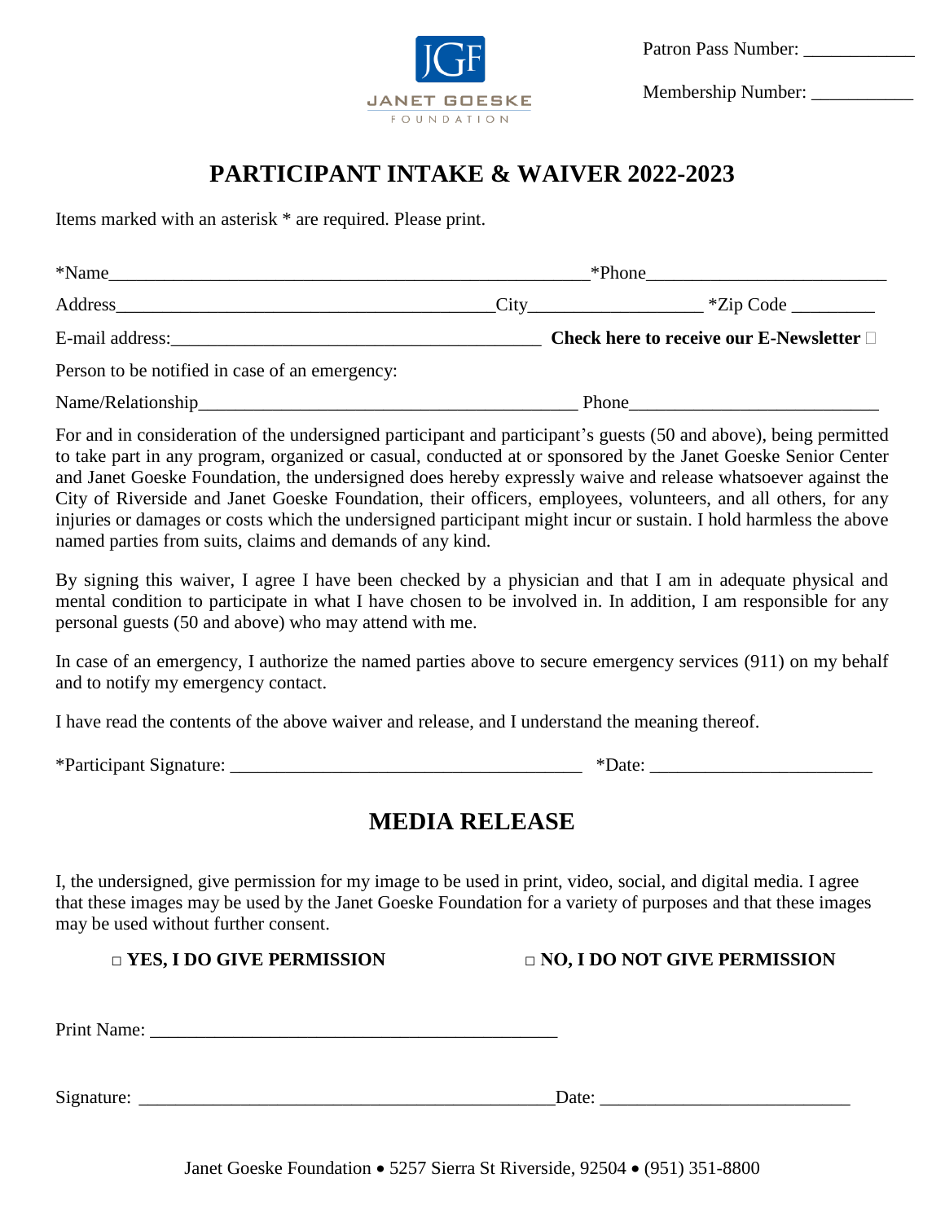JGF
JANET GOESKE
FOUNDATION

Patron Pass Number: ____________

Membership Number: ___________

# PARTICIPANT INTAKE & WAIVER 2022-2023

Items marked with an asterisk * are required. Please print.

*Name_____________________________________________________ *Phone__________________________

Address________________________________________ City__________________ *Zip Code _________

E-mail address:_________________________________________ **Check here to receive our E-Newsletter** ☐

Person to be notified in case of an emergency:

Name/Relationship__________________________________________ Phone__________________________

For and in consideration of the undersigned participant and participant's guests (50 and above), being permitted to take part in any program, organized or casual, conducted at or sponsored by the Janet Goeske Senior Center and Janet Goeske Foundation, the undersigned does hereby expressly waive and release whatsoever against the City of Riverside and Janet Goeske Foundation, their officers, employees, volunteers, and all others, for any injuries or damages or costs which the undersigned participant might incur or sustain. I hold harmless the above named parties from suits, claims and demands of any kind.

By signing this waiver, I agree I have been checked by a physician and that I am in adequate physical and mental condition to participate in what I have chosen to be involved in. In addition, I am responsible for any personal guests (50 and above) who may attend with me.

In case of an emergency, I authorize the named parties above to secure emergency services (911) on my behalf and to notify my emergency contact.

I have read the contents of the above waiver and release, and I understand the meaning thereof.

*Participant Signature: ______________________________________ *Date: ________________________

# MEDIA RELEASE

I, the undersigned, give permission for my image to be used in print, video, social, and digital media. I agree that these images may be used by the Janet Goeske Foundation for a variety of purposes and that these images may be used without further consent.

**□ YES, I DO GIVE PERMISSION** **□ NO, I DO NOT GIVE PERMISSION**

Print Name: ____________________________________________

Signature: _____________________________________________ Date: __________________________

Janet Goeske Foundation • 5257 Sierra St Riverside, 92504 • (951) 351-8800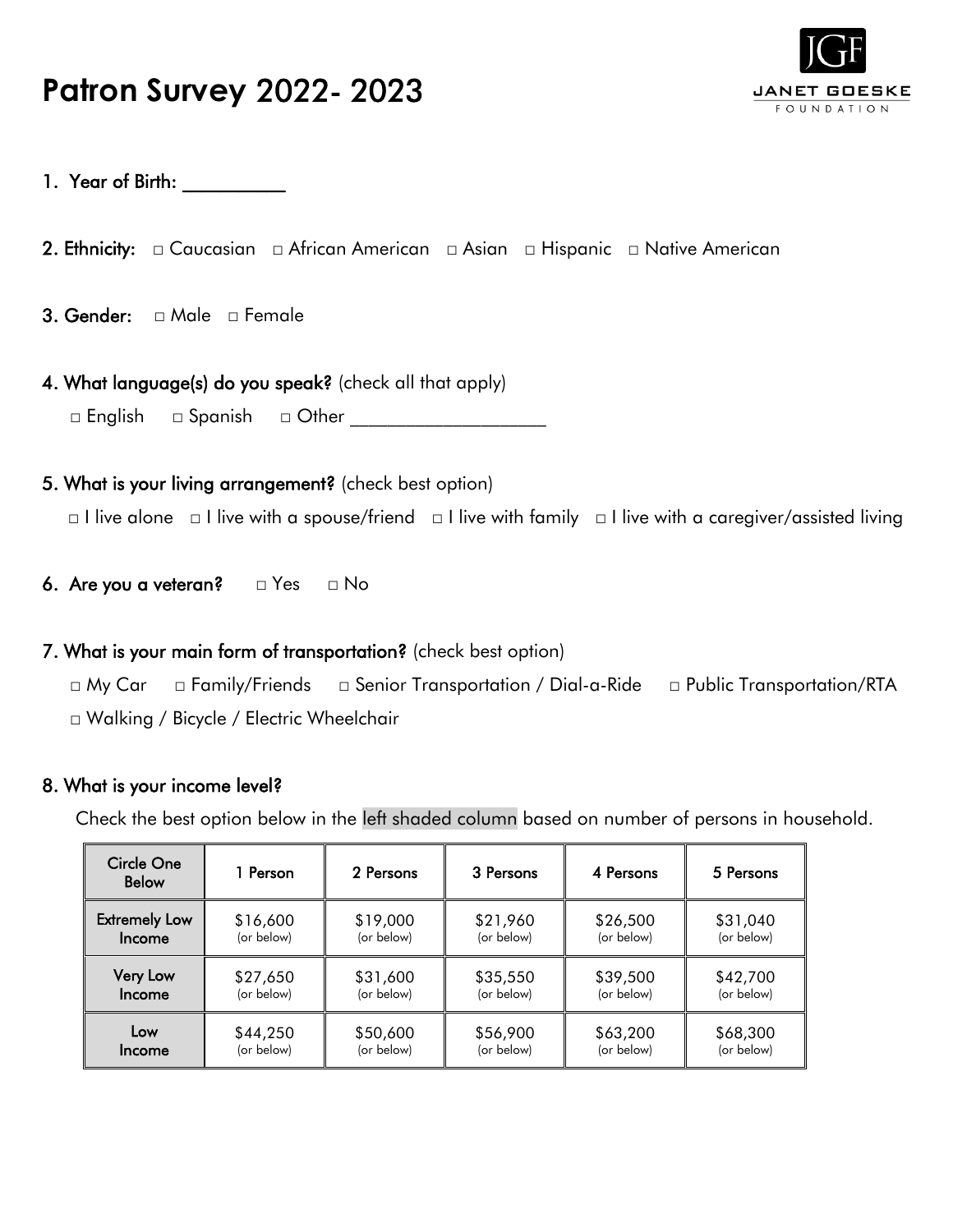# Patron Survey 2022- 2023

JANET GOESKE FOUNDATION

1. Year of Birth: __________

2. Ethnicity: □ Caucasian □ African American □ Asian □ Hispanic □ Native American

3. Gender: □ Male □ Female

4. What language(s) do you speak? (check all that apply)

   □ English □ Spanish □ Other ___________________

5. What is your living arrangement? (check best option)

   □ I live alone □ I live with a spouse/friend □ I live with family □ I live with a caregiver/assisted living

6. Are you a veteran? □ Yes □ No

7. What is your main form of transportation? (check best option)

   □ My Car □ Family/Friends □ Senior Transportation / Dial-a-Ride □ Public Transportation/RTA

   □ Walking / Bicycle / Electric Wheelchair

8. What is your income level?

   Check the best option below in the left shaded column based on number of persons in household.

| Circle One Below | 1 Person | 2 Persons | 3 Persons | 4 Persons | 5 Persons |
|---|---|---|---|---|---|
| Extremely Low Income | $16,600 (or below) | $19,000 (or below) | $21,960 (or below) | $26,500 (or below) | $31,040 (or below) |
| Very Low Income | $27,650 (or below) | $31,600 (or below) | $35,550 (or below) | $39,500 (or below) | $42,700 (or below) |
| Low Income | $44,250 (or below) | $50,600 (or below) | $56,900 (or below) | $63,200 (or below) | $68,300 (or below) |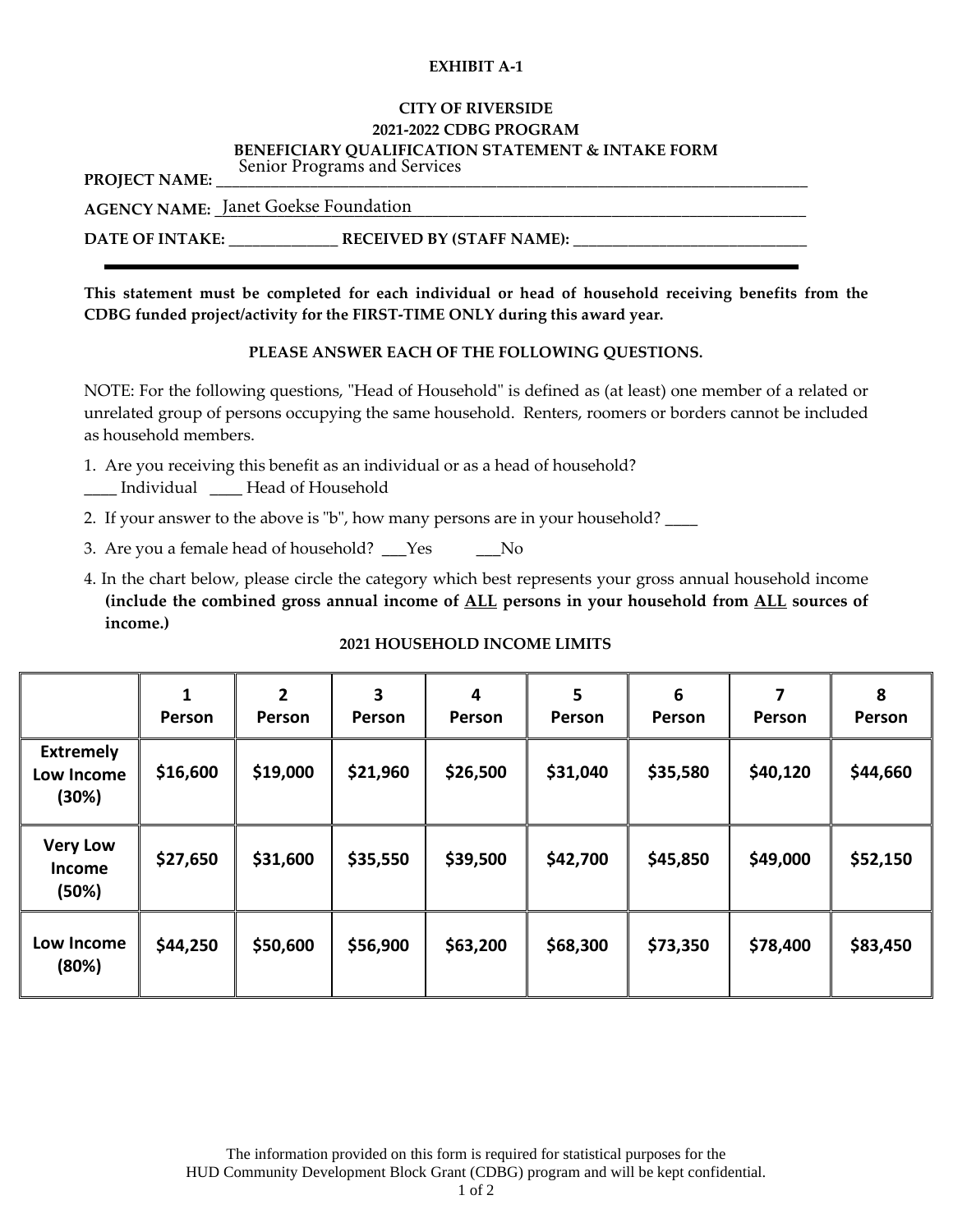**EXHIBIT A-1**

**CITY OF RIVERSIDE**
**2021-2022 CDBG PROGRAM**
**BENEFICIARY QUALIFICATION STATEMENT & INTAKE FORM**

**PROJECT NAME:** Senior Programs and Services

**AGENCY NAME:** Janet Goekse Foundation

**DATE OF INTAKE:** ______________ **RECEIVED BY (STAFF NAME):** ______________________________

---

**This statement must be completed for each individual or head of household receiving benefits from the CDBG funded project/activity for the FIRST-TIME ONLY during this award year.**

**PLEASE ANSWER EACH OF THE FOLLOWING QUESTIONS.**

NOTE: For the following questions, "Head of Household" is defined as (at least) one member of a related or unrelated group of persons occupying the same household. Renters, roomers or borders cannot be included as household members.

1. Are you receiving this benefit as an individual or as a head of household?
____ Individual ____ Head of Household
2. If your answer to the above is "b", how many persons are in your household? ____
3. Are you a female head of household? ___Yes ___No
4. In the chart below, please circle the category which best represents your gross annual household income **(include the combined gross annual income of ALL persons in your household from ALL sources of income.)**

**2021 HOUSEHOLD INCOME LIMITS**

| | 1 Person | 2 Person | 3 Person | 4 Person | 5 Person | 6 Person | 7 Person | 8 Person |
|---|---|---|---|---|---|---|---|---|
| **Extremely Low Income (30%)** | $16,600 | $19,000 | $21,960 | $26,500 | $31,040 | $35,580 | $40,120 | $44,660 |
| **Very Low Income (50%)** | $27,650 | $31,600 | $35,550 | $39,500 | $42,700 | $45,850 | $49,000 | $52,150 |
| **Low Income (80%)** | $44,250 | $50,600 | $56,900 | $63,200 | $68,300 | $73,350 | $78,400 | $83,450 |

The information provided on this form is required for statistical purposes for the HUD Community Development Block Grant (CDBG) program and will be kept confidential.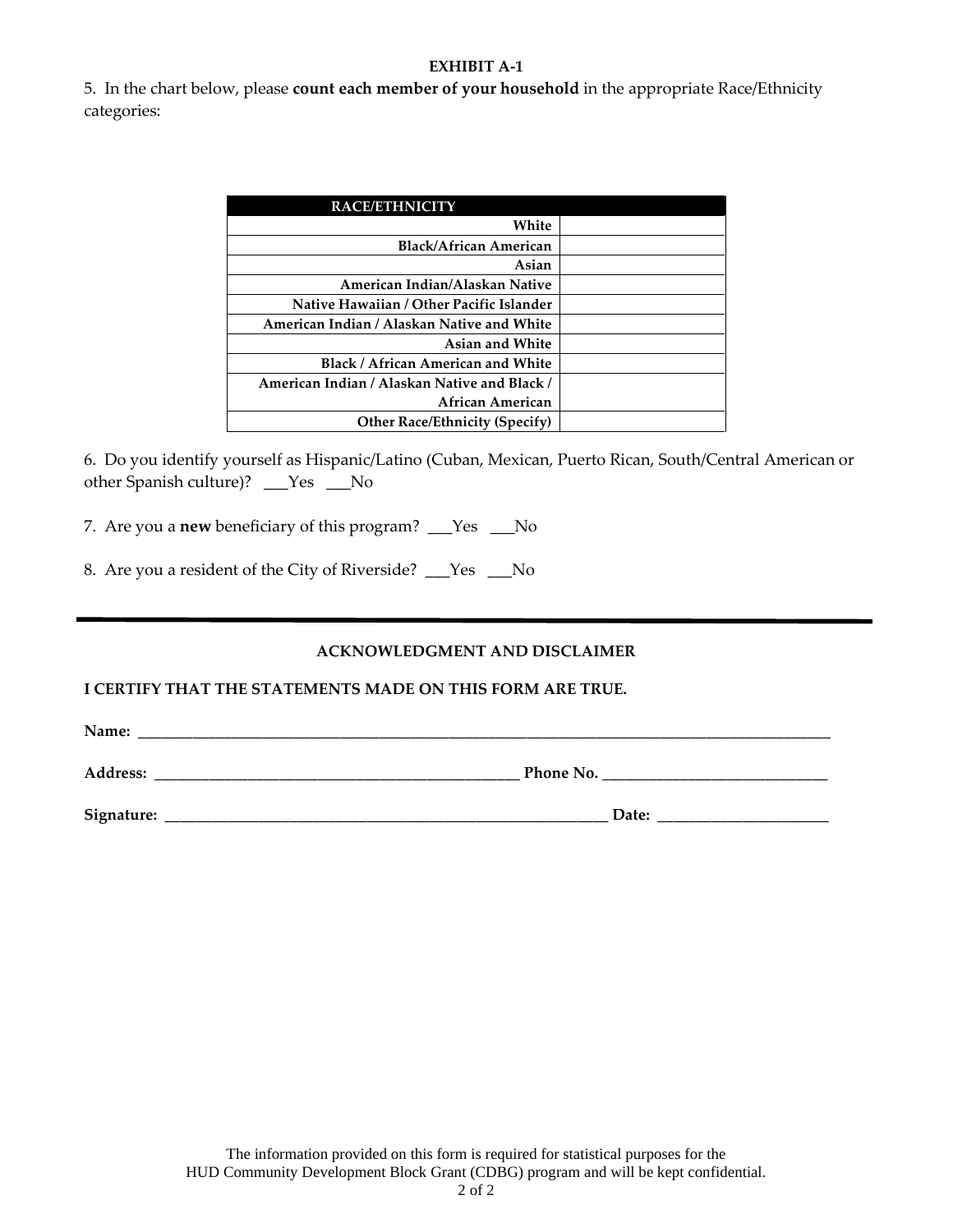**EXHIBIT A-1**

5. In the chart below, please **count each member of your household** in the appropriate Race/Ethnicity categories:

| RACE/ETHNICITY | |
|---:|---|
| **White** | |
| **Black/African American** | |
| **Asian** | |
| **American Indian/Alaskan Native** | |
| **Native Hawaiian / Other Pacific Islander** | |
| **American Indian / Alaskan Native and White** | |
| **Asian and White** | |
| **Black / African American and White** | |
| **American Indian / Alaskan Native and Black / African American** | |
| **Other Race/Ethnicity (Specify)** | |

6. Do you identify yourself as Hispanic/Latino (Cuban, Mexican, Puerto Rican, South/Central American or other Spanish culture)? ___Yes ___No

7. Are you a **new** beneficiary of this program? ___Yes ___No

8. Are you a resident of the City of Riverside? ___Yes ___No

---

**ACKNOWLEDGMENT AND DISCLAIMER**

**I CERTIFY THAT THE STATEMENTS MADE ON THIS FORM ARE TRUE.**

**Name:** ____________________________________________________________________________________________

**Address:** _______________________________________________ **Phone No.** _____________________________

**Signature:** __________________________________________________________ **Date:** ______________________

The information provided on this form is required for statistical purposes for the HUD Community Development Block Grant (CDBG) program and will be kept confidential.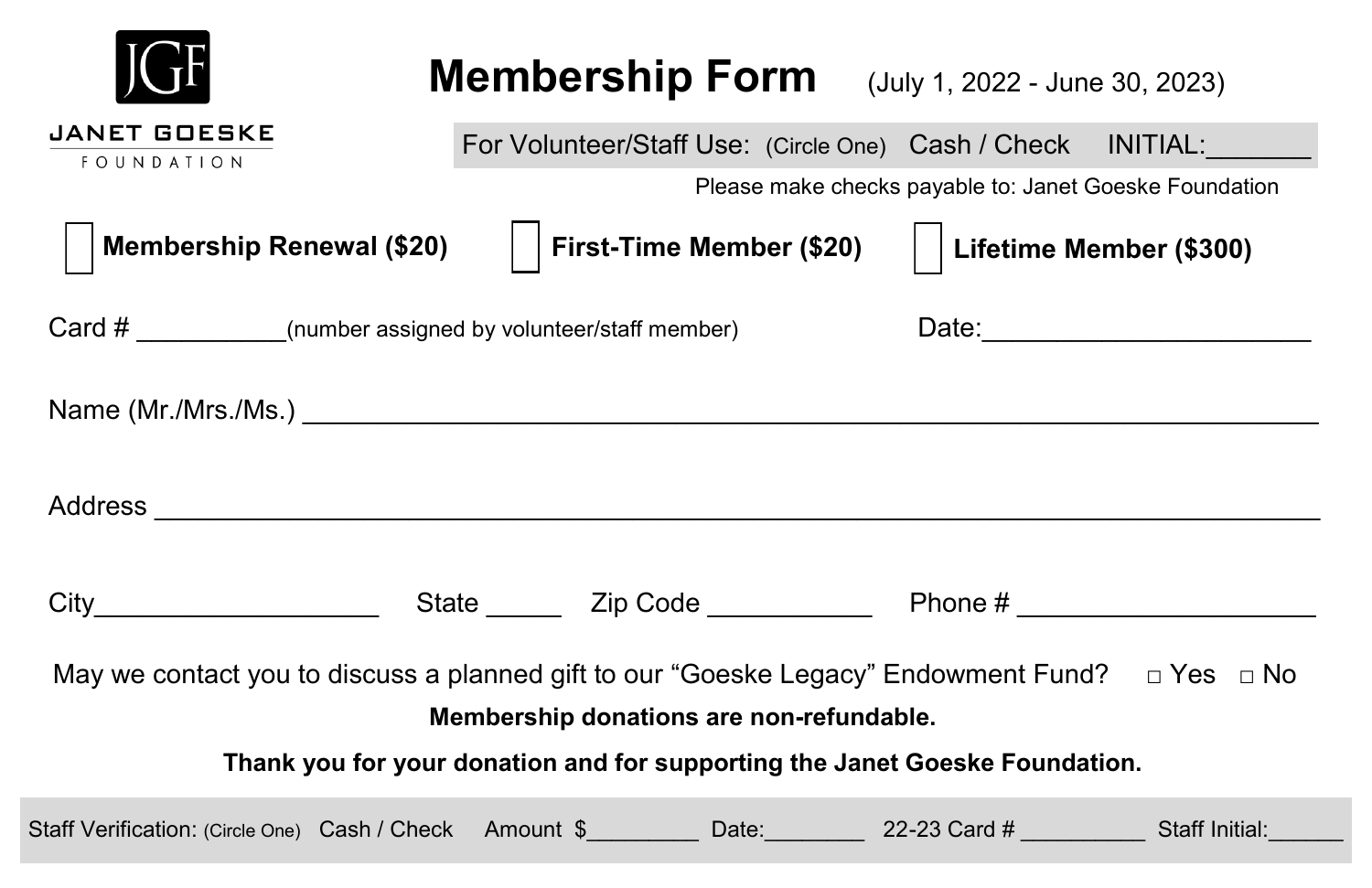JGF

JANET GOESKE
FOUNDATION

# Membership Form (July 1, 2022 - June 30, 2023)

For Volunteer/Staff Use: (Circle One) Cash / Check INITIAL:_______

Please make checks payable to: Janet Goeske Foundation

☐ **Membership Renewal ($20)** ☐ **First-Time Member ($20)** ☐ **Lifetime Member ($300)**

Card # __________(number assigned by volunteer/staff member) Date:_____________________

Name (Mr./Mrs./Ms.) ____________________________________________________________

Address ________________________________________________________________________

City__________________ State _____ Zip Code ___________ Phone # ____________________

May we contact you to discuss a planned gift to our "Goeske Legacy" Endowment Fund? □ Yes □ No

**Membership donations are non-refundable.**

**Thank you for your donation and for supporting the Janet Goeske Foundation.**

Staff Verification: (Circle One) Cash / Check Amount $_________ Date:________ 22-23 Card # __________ Staff Initial:______